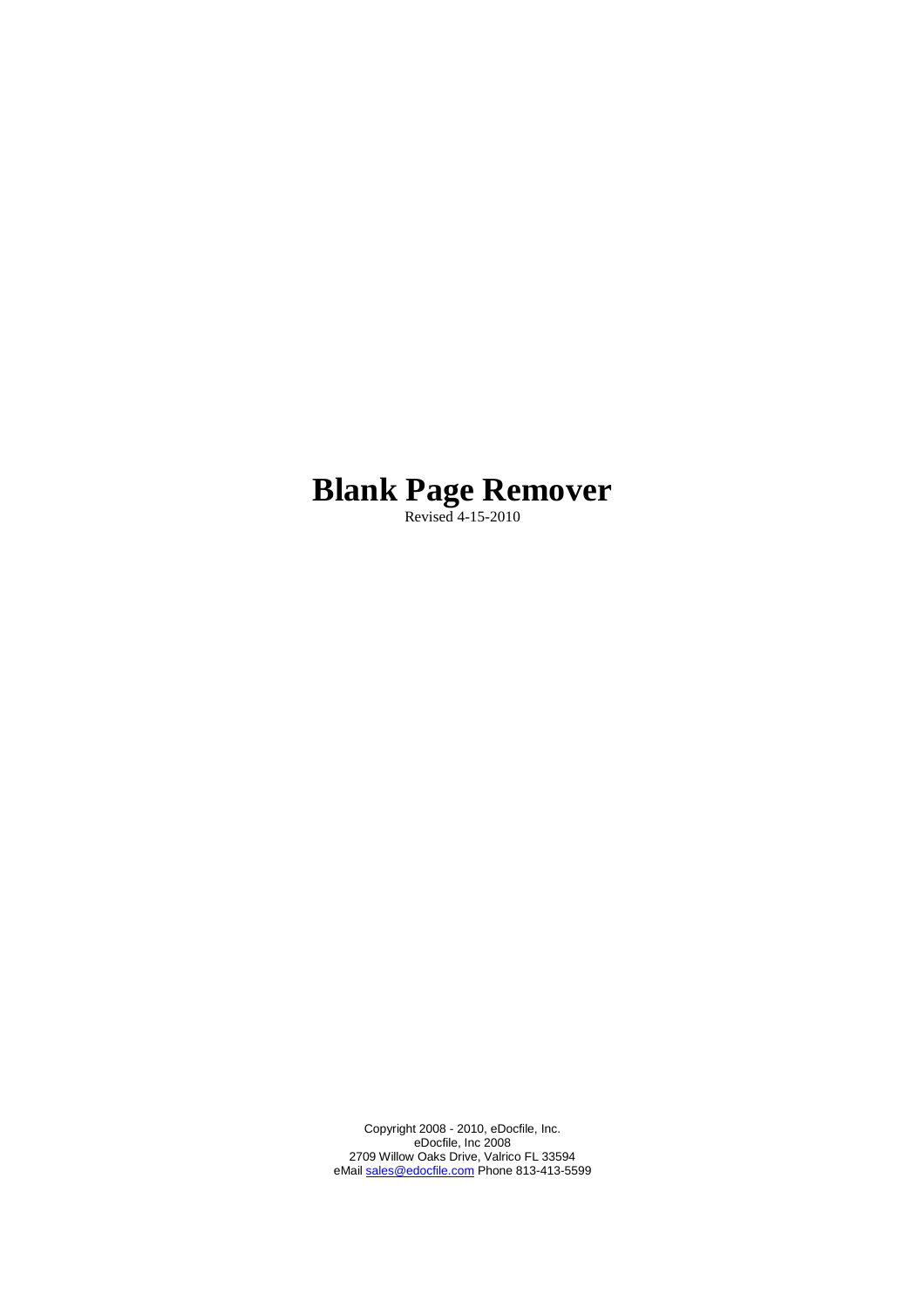# Blank Page Remover

Revised 4-15-2010

Copyright 2008 - 2010, eDocfile, Inc.
eDocfile, Inc 2008
2709 Willow Oaks Drive, Valrico FL 33594
eMail [sales@edocfile.com](mailto:sales@edocfile.com) Phone 813-413-5599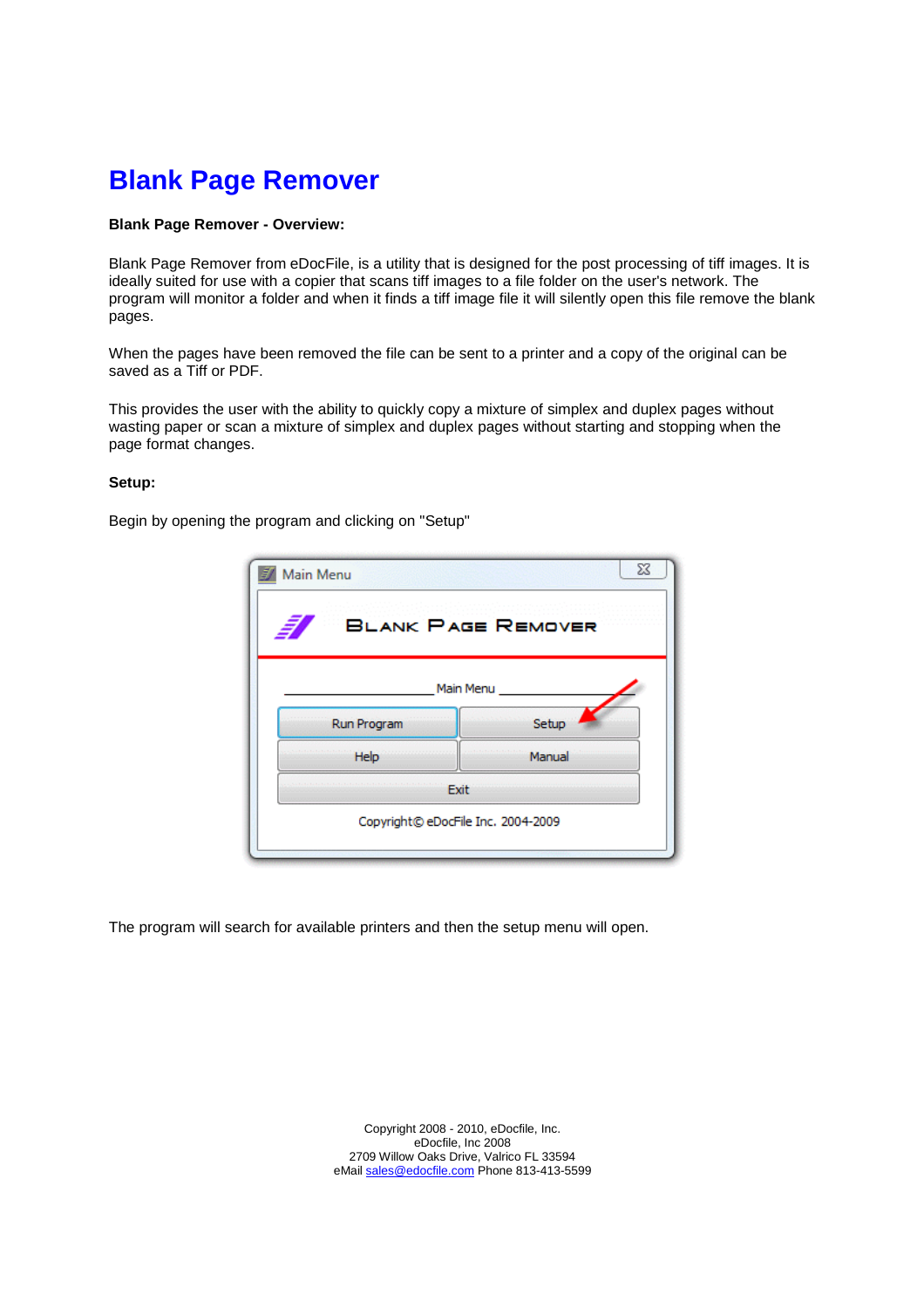# Blank Page Remover

**Blank Page Remover - Overview:**

Blank Page Remover from eDocFile, is a utility that is designed for the post processing of tiff images. It is ideally suited for use with a copier that scans tiff images to a file folder on the user's network. The program will monitor a folder and when it finds a tiff image file it will silently open this file remove the blank pages.

When the pages have been removed the file can be sent to a printer and a copy of the original can be saved as a Tiff or PDF.

This provides the user with the ability to quickly copy a mixture of simplex and duplex pages without wasting paper or scan a mixture of simplex and duplex pages without starting and stopping when the page format changes.

**Setup:**

Begin by opening the program and clicking on "Setup"

The program will search for available printers and then the setup menu will open.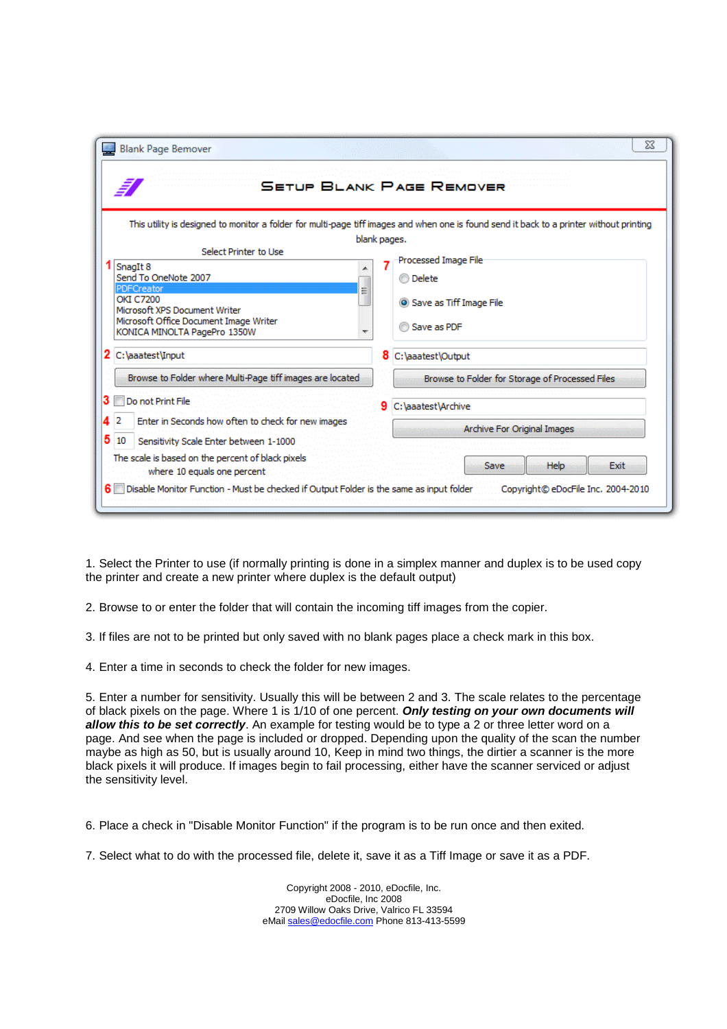1. Select the Printer to use (if normally printing is done in a simplex manner and duplex is to be used copy the printer and create a new printer where duplex is the default output)

2. Browse to or enter the folder that will contain the incoming tiff images from the copier.

3. If files are not to be printed but only saved with no blank pages place a check mark in this box.

4. Enter a time in seconds to check the folder for new images.

5. Enter a number for sensitivity. Usually this will be between 2 and 3. The scale relates to the percentage of black pixels on the page. Where 1 is 1/10 of one percent. ***Only testing on your own documents will allow this to be set correctly***. An example for testing would be to type a 2 or three letter word on a page. And see when the page is included or dropped. Depending upon the quality of the scan the number maybe as high as 50, but is usually around 10, Keep in mind two things, the dirtier a scanner is the more black pixels it will produce. If images begin to fail processing, either have the scanner serviced or adjust the sensitivity level.

6. Place a check in "Disable Monitor Function" if the program is to be run once and then exited.

7. Select what to do with the processed file, delete it, save it as a Tiff Image or save it as a PDF.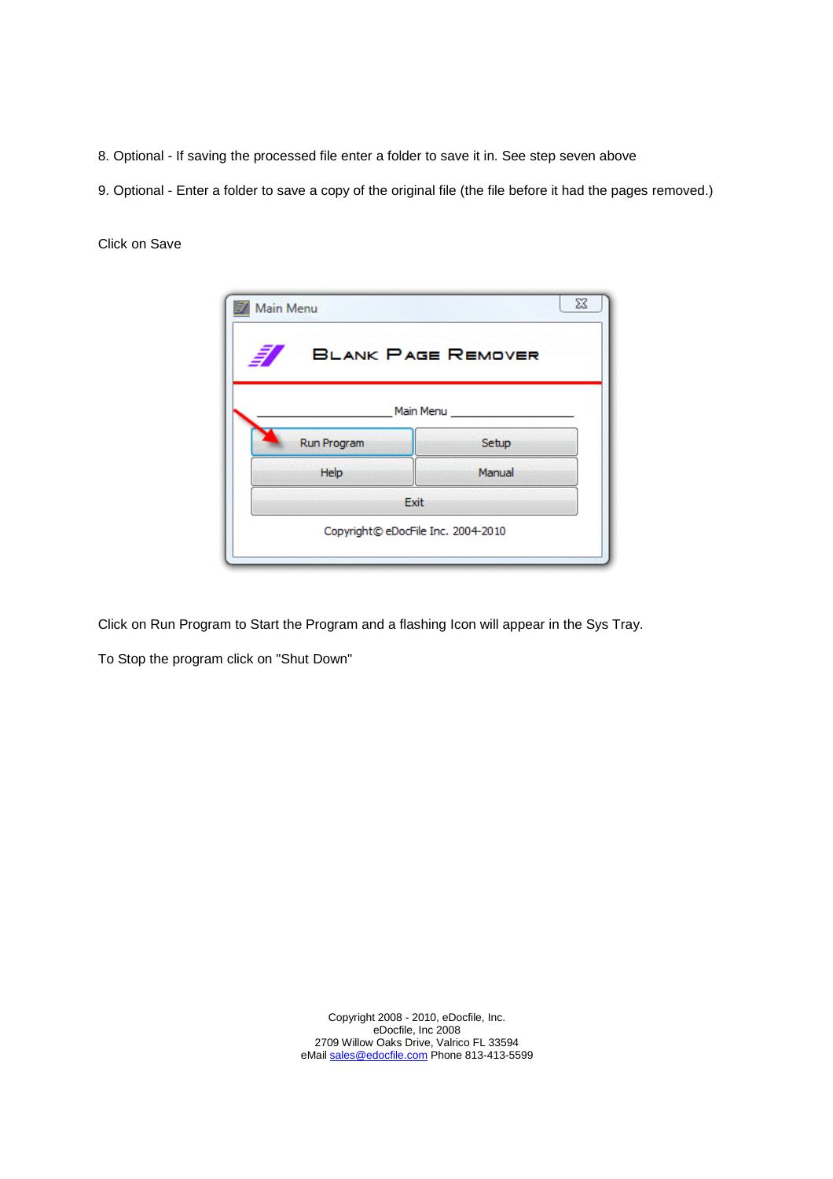8. Optional - If saving the processed file enter a folder to save it in. See step seven above

9. Optional - Enter a folder to save a copy of the original file (the file before it had the pages removed.)

Click on Save

Click on Run Program to Start the Program and a flashing Icon will appear in the Sys Tray.

To Stop the program click on "Shut Down"

Copyright 2008 - 2010, eDocfile, Inc.
eDocfile, Inc 2008
2709 Willow Oaks Drive, Valrico FL 33594
eMail sales@edocfile.com Phone 813-413-5599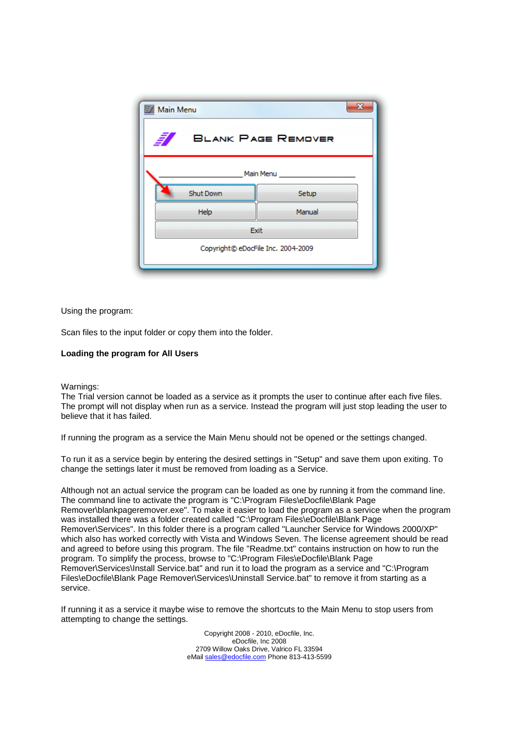Using the program:

Scan files to the input folder or copy them into the folder.

**Loading the program for All Users**

Warnings:
The Trial version cannot be loaded as a service as it prompts the user to continue after each five files. The prompt will not display when run as a service. Instead the program will just stop leading the user to believe that it has failed.

If running the program as a service the Main Menu should not be opened or the settings changed.

To run it as a service begin by entering the desired settings in "Setup" and save them upon exiting. To change the settings later it must be removed from loading as a Service.

Although not an actual service the program can be loaded as one by running it from the command line. The command line to activate the program is "C:\Program Files\eDocfile\Blank Page Remover\blankpageremover.exe". To make it easier to load the program as a service when the program was installed there was a folder created called "C:\Program Files\eDocfile\Blank Page Remover\Services". In this folder there is a program called "Launcher Service for Windows 2000/XP" which also has worked correctly with Vista and Windows Seven. The license agreement should be read and agreed to before using this program. The file "Readme.txt" contains instruction on how to run the program. To simplify the process, browse to "C:\Program Files\eDocfile\Blank Page Remover\Services\Install Service.bat" and run it to load the program as a service and "C:\Program Files\eDocfile\Blank Page Remover\Services\Uninstall Service.bat" to remove it from starting as a service.

If running it as a service it maybe wise to remove the shortcuts to the Main Menu to stop users from attempting to change the settings.

Copyright 2008 - 2010, eDocfile, Inc.
eDocfile, Inc 2008
2709 Willow Oaks Drive, Valrico FL 33594
eMail sales@edocfile.com Phone 813-413-5599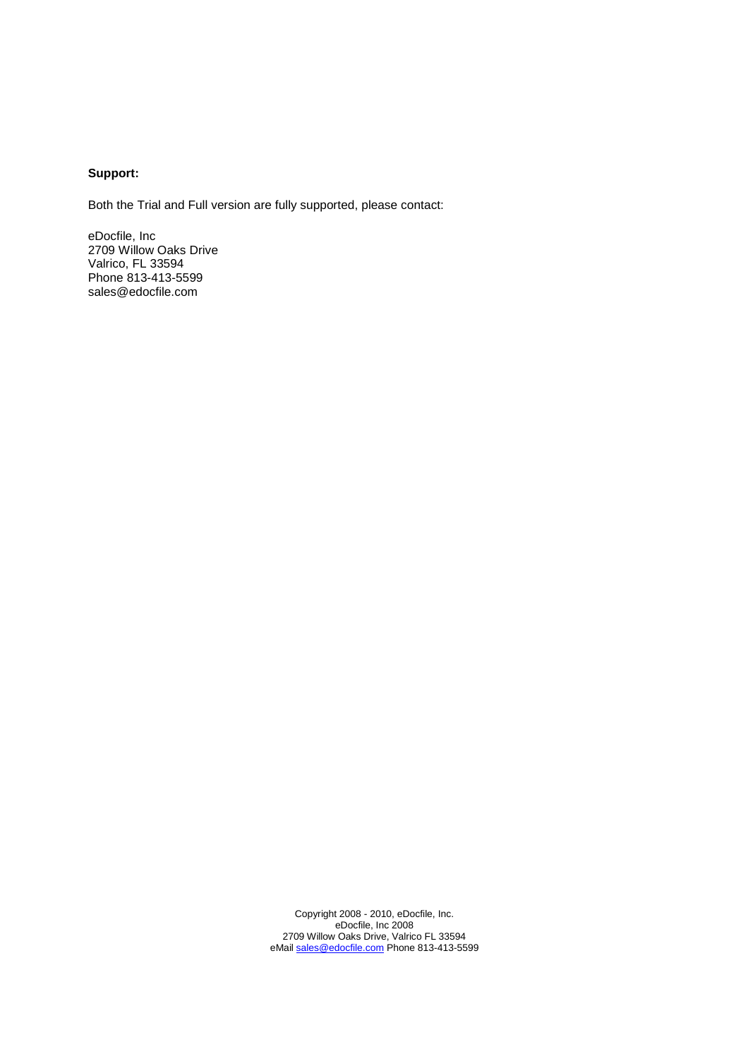**Support:**

Both the Trial and Full version are fully supported, please contact:

eDocfile, Inc
2709 Willow Oaks Drive
Valrico, FL 33594
Phone 813-413-5599
sales@edocfile.com